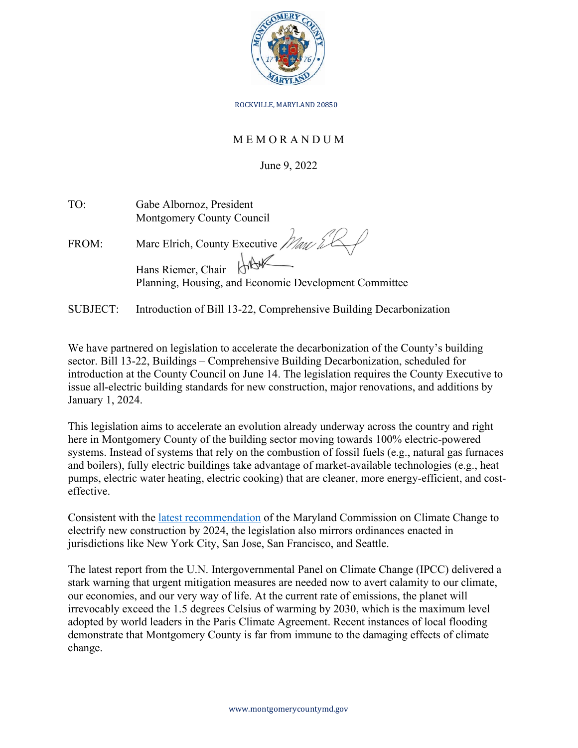ROCKVILLE, MARYLAND 20850

# MEMORANDUM

June 9, 2022

TO: Gabe Albornoz, President
Montgomery County Council

FROM: Marc Elrich, County Executive

Hans Riemer, Chair
Planning, Housing, and Economic Development Committee

SUBJECT: Introduction of Bill 13-22, Comprehensive Building Decarbonization

We have partnered on legislation to accelerate the decarbonization of the County's building sector. Bill 13-22, Buildings – Comprehensive Building Decarbonization, scheduled for introduction at the County Council on June 14. The legislation requires the County Executive to issue all-electric building standards for new construction, major renovations, and additions by January 1, 2024.

This legislation aims to accelerate an evolution already underway across the country and right here in Montgomery County of the building sector moving towards 100% electric-powered systems. Instead of systems that rely on the combustion of fossil fuels (e.g., natural gas furnaces and boilers), fully electric buildings take advantage of market-available technologies (e.g., heat pumps, electric water heating, electric cooking) that are cleaner, more energy-efficient, and cost-effective.

Consistent with the latest recommendation of the Maryland Commission on Climate Change to electrify new construction by 2024, the legislation also mirrors ordinances enacted in jurisdictions like New York City, San Jose, San Francisco, and Seattle.

The latest report from the U.N. Intergovernmental Panel on Climate Change (IPCC) delivered a stark warning that urgent mitigation measures are needed now to avert calamity to our climate, our economies, and our very way of life. At the current rate of emissions, the planet will irrevocably exceed the 1.5 degrees Celsius of warming by 2030, which is the maximum level adopted by world leaders in the Paris Climate Agreement. Recent instances of local flooding demonstrate that Montgomery County is far from immune to the damaging effects of climate change.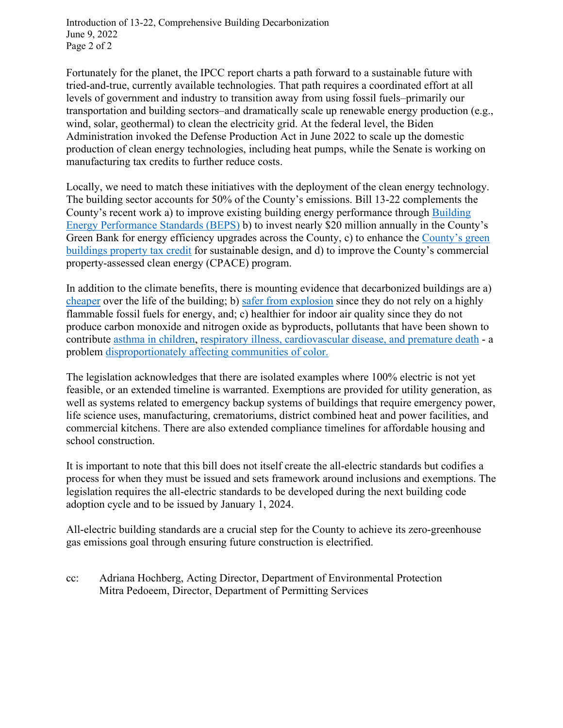Fortunately for the planet, the IPCC report charts a path forward to a sustainable future with tried-and-true, currently available technologies. That path requires a coordinated effort at all levels of government and industry to transition away from using fossil fuels–primarily our transportation and building sectors–and dramatically scale up renewable energy production (e.g., wind, solar, geothermal) to clean the electricity grid. At the federal level, the Biden Administration invoked the Defense Production Act in June 2022 to scale up the domestic production of clean energy technologies, including heat pumps, while the Senate is working on manufacturing tax credits to further reduce costs.

Locally, we need to match these initiatives with the deployment of the clean energy technology. The building sector accounts for 50% of the County's emissions. Bill 13-22 complements the County's recent work a) to improve existing building energy performance through Building Energy Performance Standards (BEPS) b) to invest nearly $20 million annually in the County's Green Bank for energy efficiency upgrades across the County, c) to enhance the County's green buildings property tax credit for sustainable design, and d) to improve the County's commercial property-assessed clean energy (CPACE) program.

In addition to the climate benefits, there is mounting evidence that decarbonized buildings are a) cheaper over the life of the building; b) safer from explosion since they do not rely on a highly flammable fossil fuels for energy, and; c) healthier for indoor air quality since they do not produce carbon monoxide and nitrogen oxide as byproducts, pollutants that have been shown to contribute asthma in children, respiratory illness, cardiovascular disease, and premature death - a problem disproportionately affecting communities of color.

The legislation acknowledges that there are isolated examples where 100% electric is not yet feasible, or an extended timeline is warranted. Exemptions are provided for utility generation, as well as systems related to emergency backup systems of buildings that require emergency power, life science uses, manufacturing, crematoriums, district combined heat and power facilities, and commercial kitchens. There are also extended compliance timelines for affordable housing and school construction.

It is important to note that this bill does not itself create the all-electric standards but codifies a process for when they must be issued and sets framework around inclusions and exemptions. The legislation requires the all-electric standards to be developed during the next building code adoption cycle and to be issued by January 1, 2024.

All-electric building standards are a crucial step for the County to achieve its zero-greenhouse gas emissions goal through ensuring future construction is electrified.

cc: Adriana Hochberg, Acting Director, Department of Environmental Protection
Mitra Pedoeem, Director, Department of Permitting Services